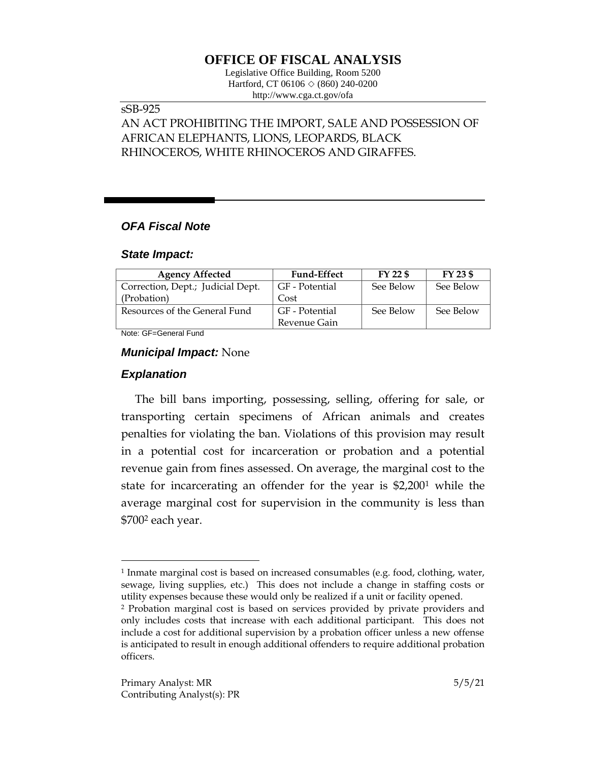# OFFICE OF FISCAL ANALYSIS

Legislative Office Building, Room 5200
Hartford, CT 06106 ◇ (860) 240-0200
http://www.cga.ct.gov/ofa

sSB-925
AN ACT PROHIBITING THE IMPORT, SALE AND POSSESSION OF AFRICAN ELEPHANTS, LIONS, LEOPARDS, BLACK RHINOCEROS, WHITE RHINOCEROS AND GIRAFFES.

## *OFA Fiscal Note*

### *State Impact:*

| Agency Affected | Fund-Effect | FY 22 $ | FY 23 $ |
|---|---|---|---|
| Correction, Dept.; Judicial Dept. (Probation) | GF - Potential Cost | See Below | See Below |
| Resources of the General Fund | GF - Potential Revenue Gain | See Below | See Below |

Note: GF=General Fund

### *Municipal Impact:* None

### *Explanation*

The bill bans importing, possessing, selling, offering for sale, or transporting certain specimens of African animals and creates penalties for violating the ban. Violations of this provision may result in a potential cost for incarceration or probation and a potential revenue gain from fines assessed. On average, the marginal cost to the state for incarcerating an offender for the year is $2,200[1] while the average marginal cost for supervision in the community is less than $700[2] each year.

[1] Inmate marginal cost is based on increased consumables (e.g. food, clothing, water, sewage, living supplies, etc.) This does not include a change in staffing costs or utility expenses because these would only be realized if a unit or facility opened.

[2] Probation marginal cost is based on services provided by private providers and only includes costs that increase with each additional participant. This does not include a cost for additional supervision by a probation officer unless a new offense is anticipated to result in enough additional offenders to require additional probation officers.

Primary Analyst: MR
Contributing Analyst(s): PR

5/5/21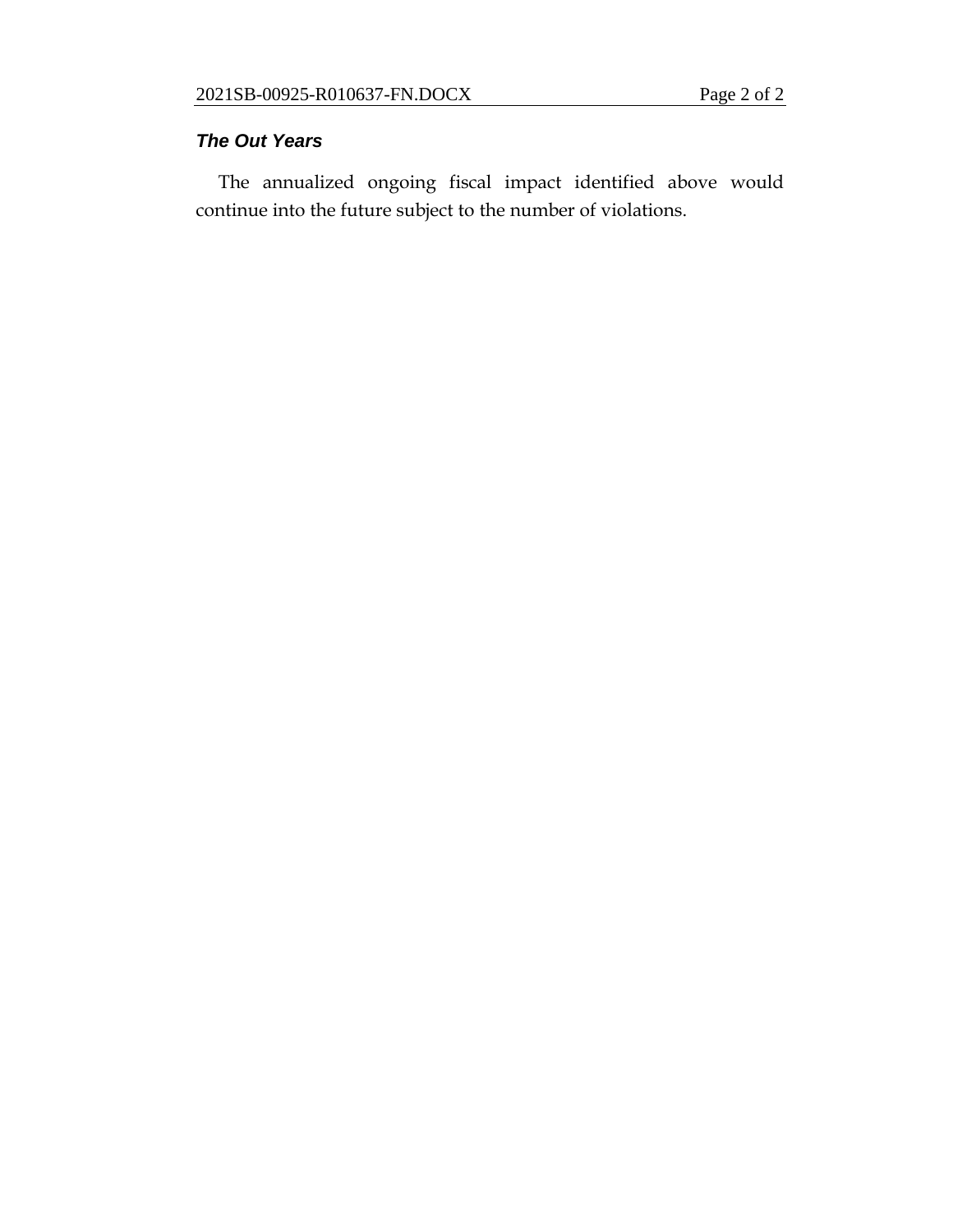### *The Out Years*

The annualized ongoing fiscal impact identified above would continue into the future subject to the number of violations.